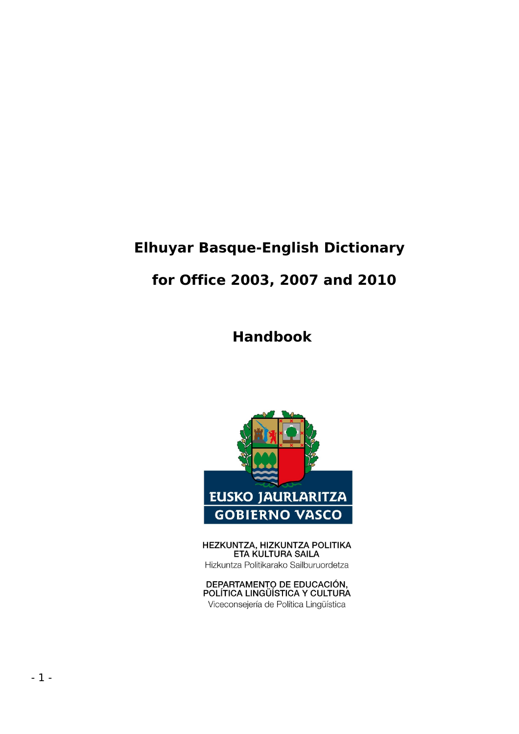# Elhuyar Basque-English Dictionary

# for Office 2003, 2007 and 2010

## Handbook

EUSKO JAURLARITZA
GOBIERNO VASCO

HEZKUNTZA, HIZKUNTZA POLITIKA ETA KULTURA SAILA
Hizkuntza Politikarako Sailburuordetza

DEPARTAMENTO DE EDUCACIÓN, POLÍTICA LINGÜÍSTICA Y CULTURA
Viceconsejería de Política Lingüística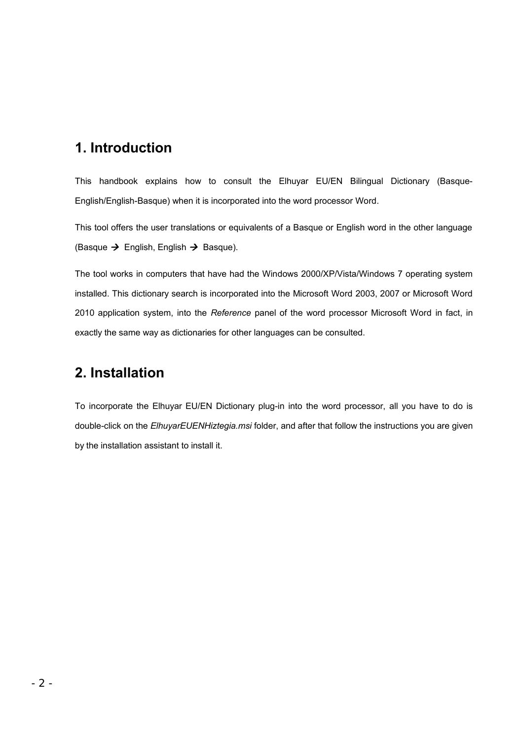## 1. Introduction

This handbook explains how to consult the Elhuyar EU/EN Bilingual Dictionary (Basque-English/English-Basque) when it is incorporated into the word processor Word.

This tool offers the user translations or equivalents of a Basque or English word in the other language (Basque → English, English → Basque).

The tool works in computers that have had the Windows 2000/XP/Vista/Windows 7 operating system installed. This dictionary search is incorporated into the Microsoft Word 2003, 2007 or Microsoft Word 2010 application system, into the *Reference* panel of the word processor Microsoft Word in fact, in exactly the same way as dictionaries for other languages can be consulted.

## 2. Installation

To incorporate the Elhuyar EU/EN Dictionary plug-in into the word processor, all you have to do is double-click on the *ElhuyarEUENHiztegia.msi* folder, and after that follow the instructions you are given by the installation assistant to install it.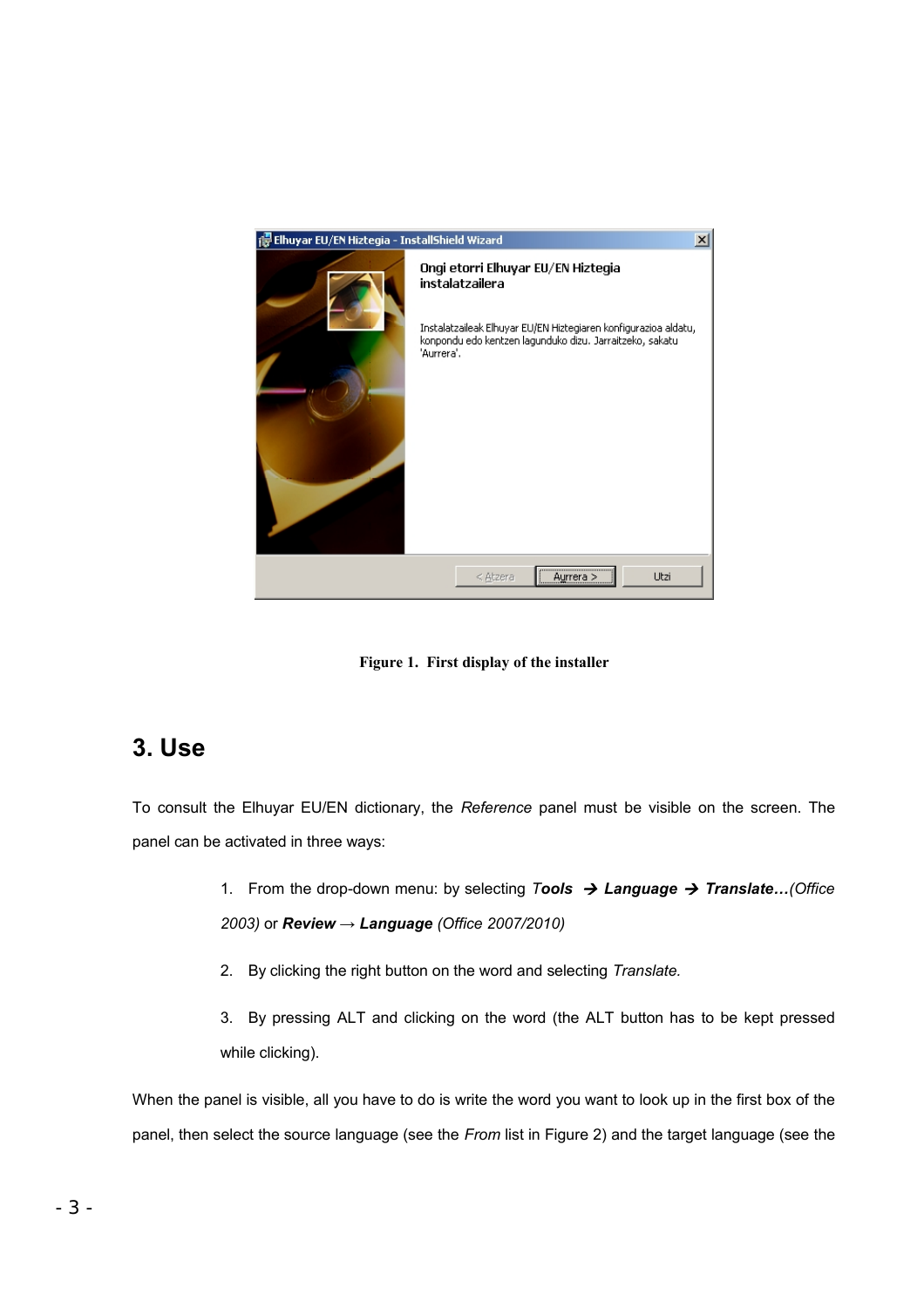Figure 1. First display of the installer

## 3. Use

To consult the Elhuyar EU/EN dictionary, the *Reference* panel must be visible on the screen. The panel can be activated in three ways:

1. From the drop-down menu: by selecting T***ools*** ➔ ***Language*** ➔ ***Translate…****(Office 2003)* or ***Review*** → ***Language*** *(Office 2007/2010)*

2. By clicking the right button on the word and selecting *Translate.*

3. By pressing ALT and clicking on the word (the ALT button has to be kept pressed while clicking).

When the panel is visible, all you have to do is write the word you want to look up in the first box of the panel, then select the source language (see the *From* list in Figure 2) and the target language (see the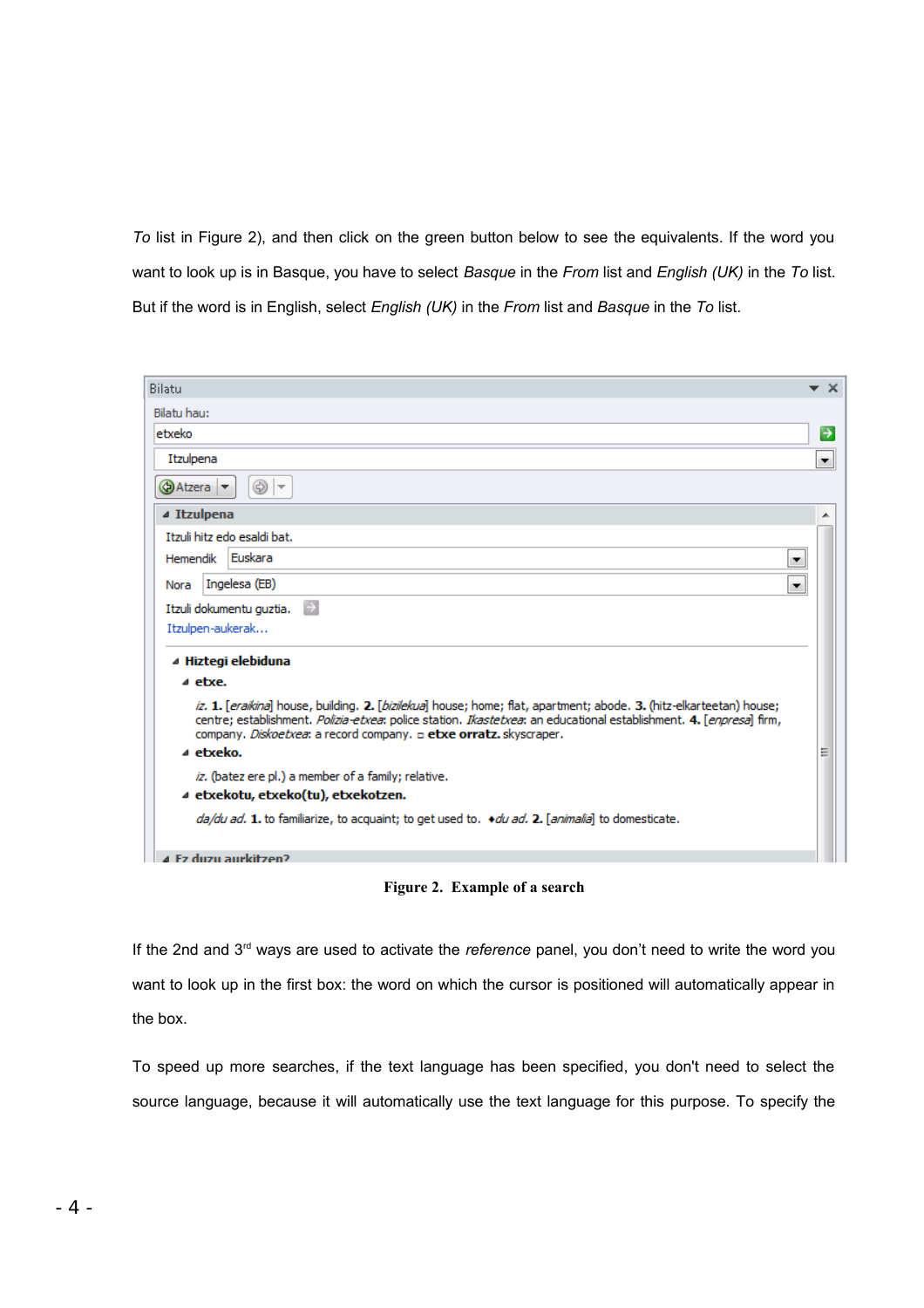*To* list in Figure 2), and then click on the green button below to see the equivalents. If the word you want to look up is in Basque, you have to select *Basque* in the *From* list and *English (UK)* in the *To* list. But if the word is in English, select *English (UK)* in the *From* list and *Basque* in the *To* list.

**Figure 2. Example of a search**

If the 2nd and 3rd ways are used to activate the *reference* panel, you don't need to write the word you want to look up in the first box: the word on which the cursor is positioned will automatically appear in the box.

To speed up more searches, if the text language has been specified, you don't need to select the source language, because it will automatically use the text language for this purpose. To specify the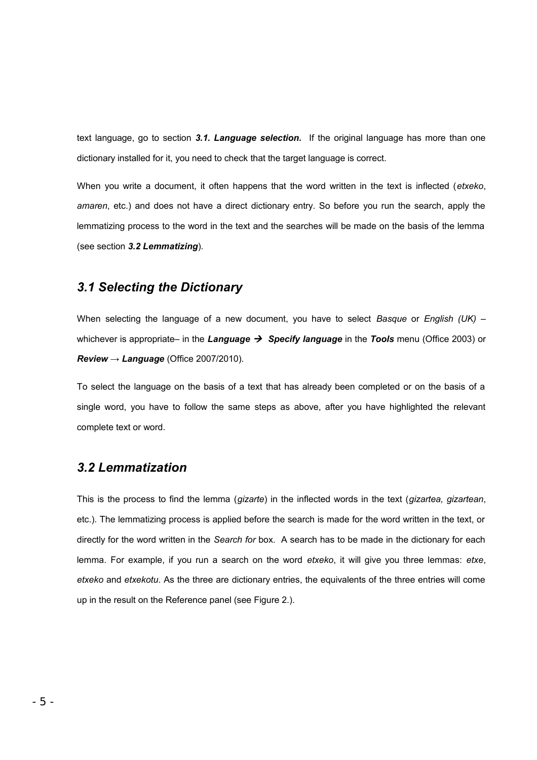text language, go to section ***3.1. Language selection.*** If the original language has more than one dictionary installed for it, you need to check that the target language is correct.

When you write a document, it often happens that the word written in the text is inflected (*etxeko*, *amaren*, etc.) and does not have a direct dictionary entry. So before you run the search, apply the lemmatizing process to the word in the text and the searches will be made on the basis of the lemma (see section ***3.2 Lemmatizing***).

## *3.1 Selecting the Dictionary*

When selecting the language of a new document, you have to select *Basque* or *English (UK)* – whichever is appropriate– in the ***Language → Specify language*** in the ***Tools*** menu (Office 2003) or ***Review → Language*** (Office 2007/2010).

To select the language on the basis of a text that has already been completed or on the basis of a single word, you have to follow the same steps as above, after you have highlighted the relevant complete text or word.

## *3.2 Lemmatization*

This is the process to find the lemma (*gizarte*) in the inflected words in the text (*gizartea, gizartean*, etc.). The lemmatizing process is applied before the search is made for the word written in the text, or directly for the word written in the *Search for* box. A search has to be made in the dictionary for each lemma. For example, if you run a search on the word *etxeko*, it will give you three lemmas: *etxe*, *etxeko* and *etxekotu*. As the three are dictionary entries, the equivalents of the three entries will come up in the result on the Reference panel (see Figure 2.).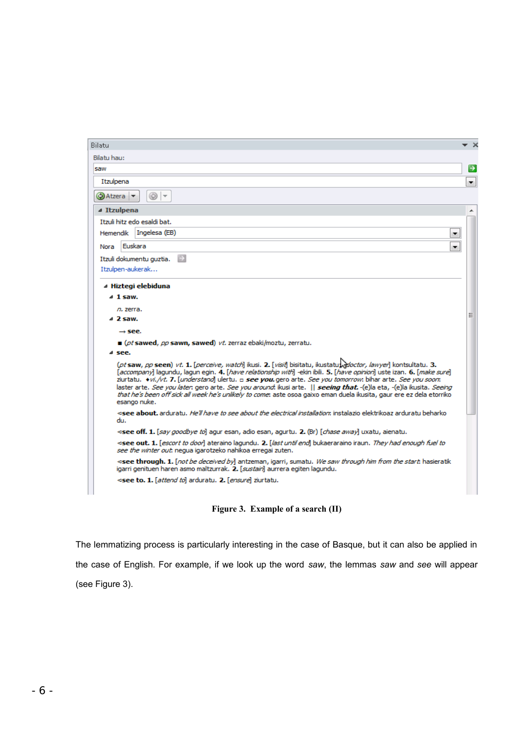Bilatu

Bilatu hau:

saw

Itzulpena

Atzera

**Itzulpena**

Itzuli hitz edo esaldi bat.

Hemendik Ingelesa (EB)

Nora Euskara

Itzuli dokumentu guztia.

Itzulpen-aukerak...

**Hiztegi elebiduna**

**1 saw.**

*n.* zerra.

**2 saw.**

→ **see.**

■ (*pt* **sawed**, *pp* **sawn, sawed**) *vt.* zerraz ebaki/moztu, zerratu.

**see.**

(*pt* **saw**, *pp* **seen**) *vt.* **1.** [*perceive, watch*] ikusi. **2.** [*visit*] bisitatu, ikustatu; [*doctor, lawyer*] kontsultatu. **3.** [*accompany*] lagundu, lagun egin. **4.** [*have relationship with*] -ekin ibili. **5.** [*have opinion*] uste izan. **6.** [*make sure*] ziurtatu. ♦*vi./vt.* **7.** [*understand*] ulertu. ▫ ***see you.*** gero arte. *See you tomorrow*: bihar arte. *See you soon*: laster arte. *See you later*: gero arte. *See you around*: ikusi arte. || ***seeing that.*** -(e)la eta, -(e)la ikusita. *Seeing that he's been off sick all week he's unlikely to come*: aste osoa gaixo eman duela ikusita, gaur ere ez dela etorriko esango nuke.

◅**see about.** ardruratu. *He'll have to see about the electrical installation*: instalazio elektrikoaz arduratu beharko du.

◅**see off. 1.** [*say goodbye to*] agur esan, adio esan, agurtu. **2.** (Br) [*chase away*] uxatu, aienatu.

◅**see out. 1.** [*escort to door*] ateraino lagundu. **2.** [*last until end*] bukaeraraino iraun. *They had enough fuel to see the winter out*: negua igarotzeko nahikoa erregai zuten.

◅**see through. 1.** [*not be deceived by*] antzeman, igarri, sumatu. *We saw through him from the start*: hasieratik igarri genituen haren asmo maltzurrak. **2.** [*sustain*] aurrera egiten lagundu.

◅**see to. 1.** [*attend to*] ardruratu. **2.** [*ensure*] ziurtatu.

**Figure 3. Example of a search (II)**

The lemmatizing process is particularly interesting in the case of Basque, but it can also be applied in the case of English. For example, if we look up the word *saw*, the lemmas *saw* and *see* will appear (see Figure 3).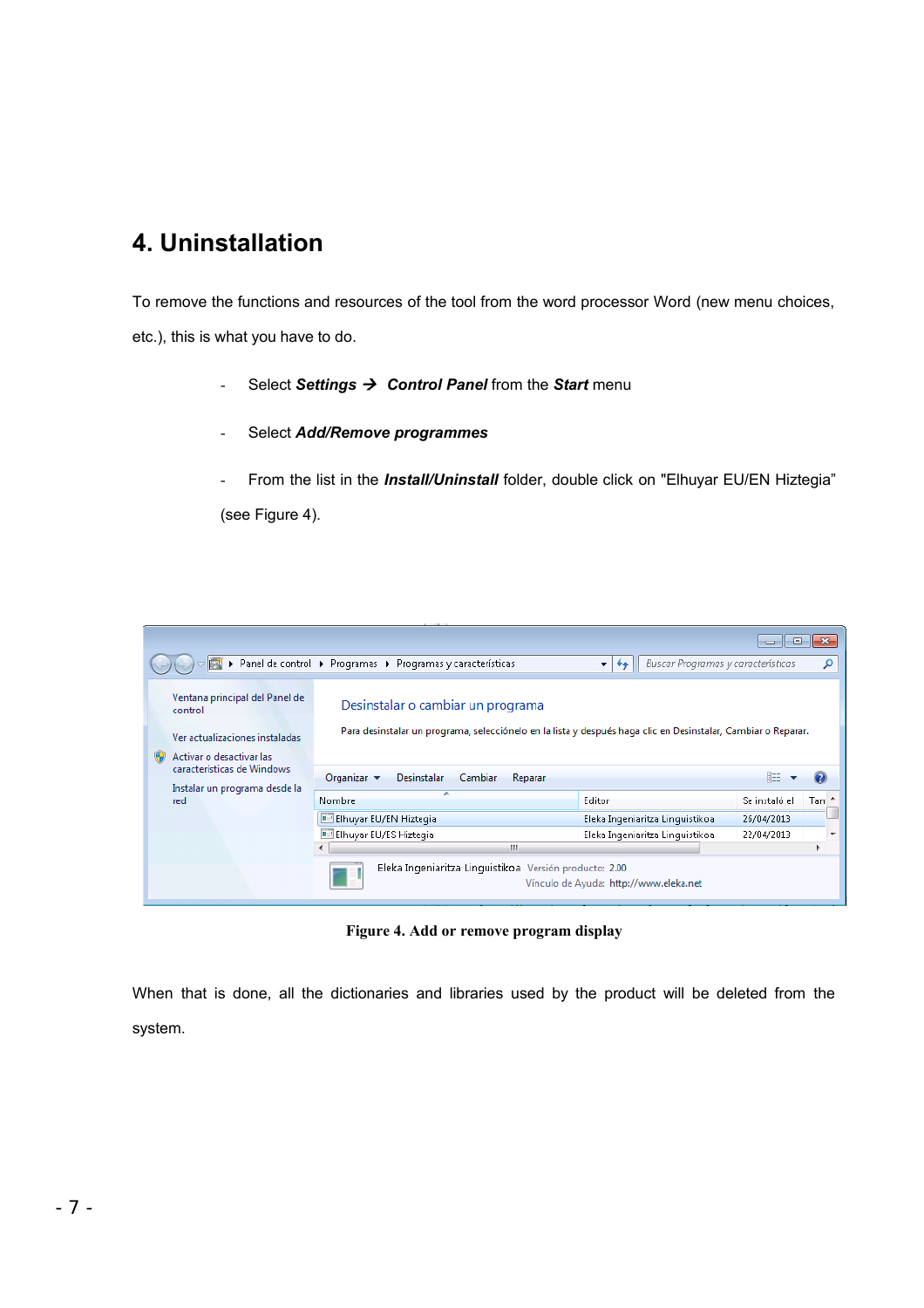# 4. Uninstallation

To remove the functions and resources of the tool from the word processor Word (new menu choices, etc.), this is what you have to do.

- Select ***Settings* → *Control Panel*** from the ***Start*** menu
- Select ***Add/Remove programmes***
- From the list in the ***Install/Uninstall*** folder, double click on "Elhuyar EU/EN Hiztegia" (see Figure 4).

**Figure 4. Add or remove program display**

When that is done, all the dictionaries and libraries used by the product will be deleted from the system.